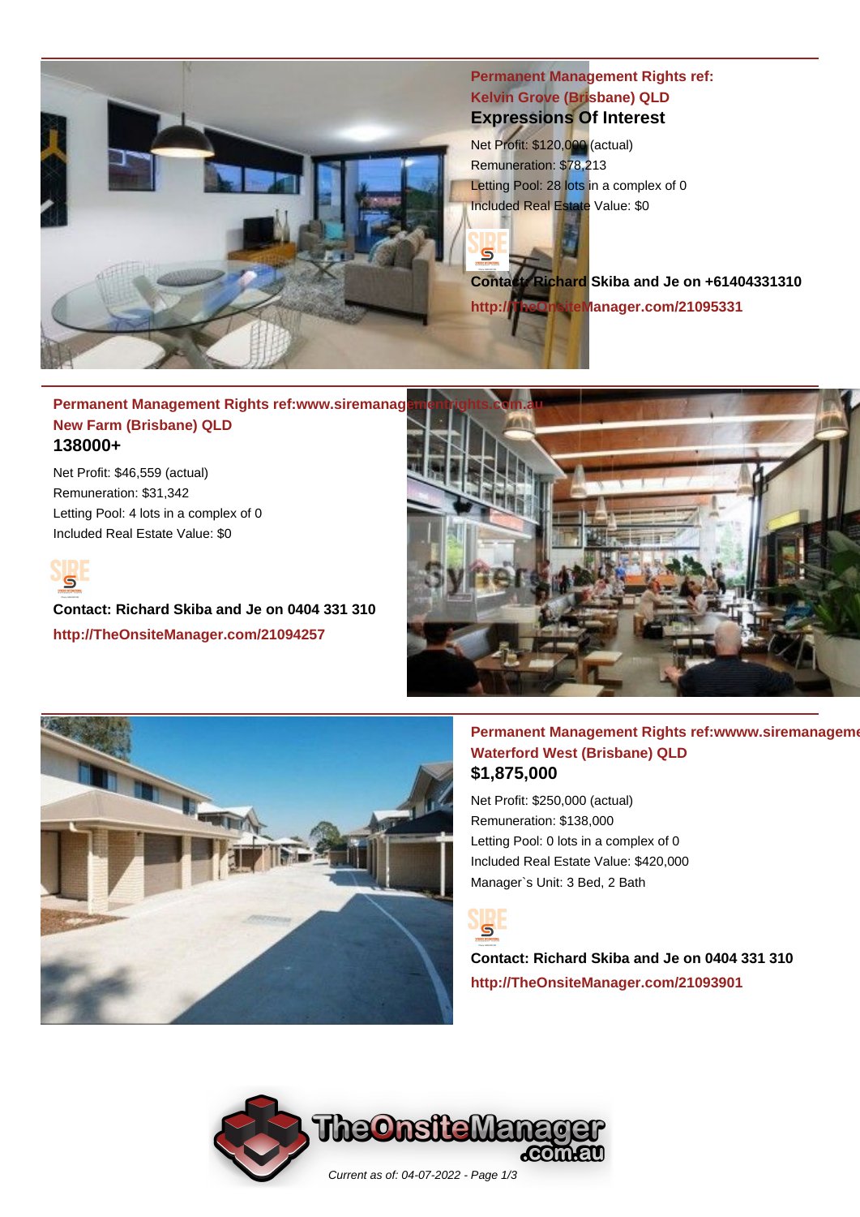## Permanent Management Rights ref: Kelvin Grove (Brisbane) QLD

### Expressions Of Interest

Net Profit: $120,000 (actual)
Remuneration: $78,213
Letting Pool: 28 lots in a complex of 0
Included Real Estate Value: $0

**Contact: Richard Skiba and Je on +61404331310**
**http://TheOnsiteManager.com/21095331**

---

## Permanent Management Rights ref:www.siremanagementrights.com.au New Farm (Brisbane) QLD

### 138000+

Net Profit: $46,559 (actual)
Remuneration: $31,342
Letting Pool: 4 lots in a complex of 0
Included Real Estate Value: $0

**Contact: Richard Skiba and Je on 0404 331 310**
**http://TheOnsiteManager.com/21094257**

---

## Permanent Management Rights ref:wwww.siremanageme Waterford West (Brisbane) QLD

### $1,875,000

Net Profit: $250,000 (actual)
Remuneration: $138,000
Letting Pool: 0 lots in a complex of 0
Included Real Estate Value: $420,000
Manager`s Unit: 3 Bed, 2 Bath

**Contact: Richard Skiba and Je on 0404 331 310**
**http://TheOnsiteManager.com/21093901**

Current as of: 04-07-2022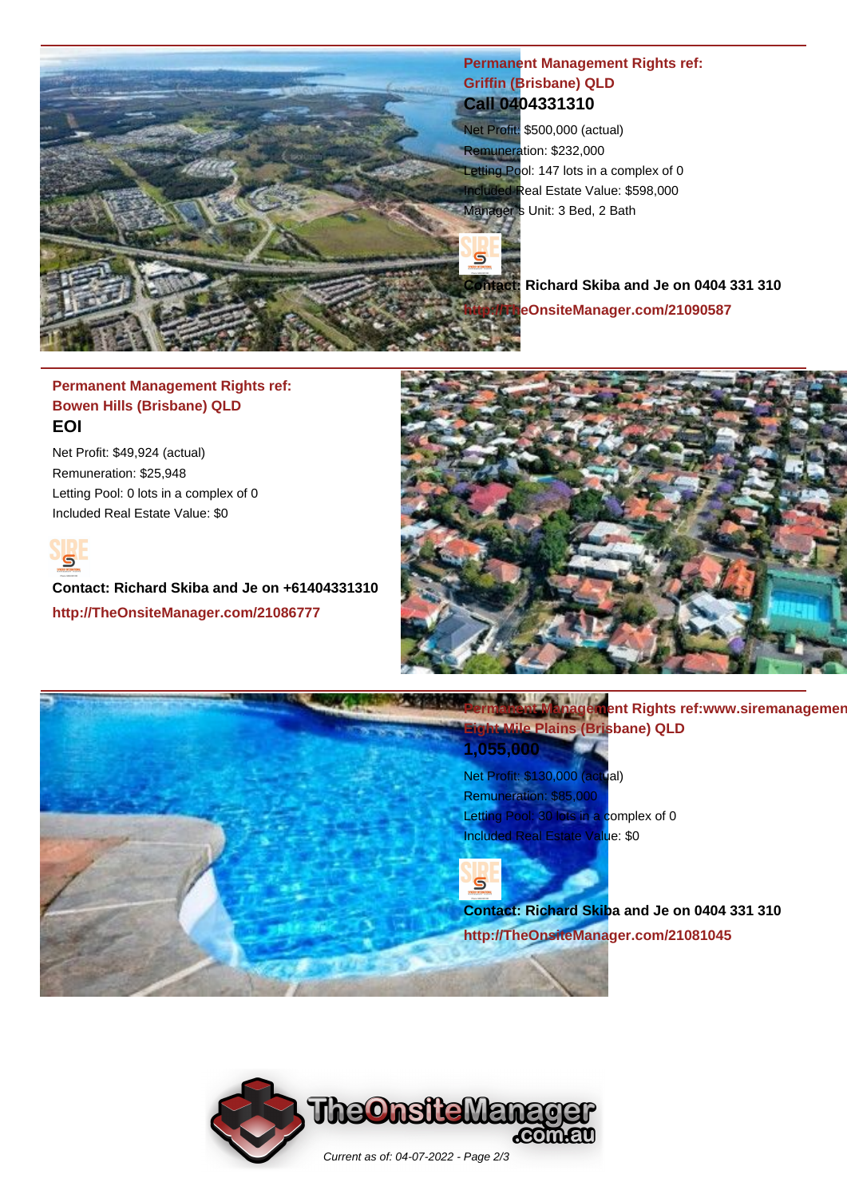## Permanent Management Rights ref: Griffin (Brisbane) QLD

**Call 0404331310**

Net Profit: $500,000 (actual)
Remuneration: $232,000
Letting Pool: 147 lots in a complex of 0
Included Real Estate Value: $598,000
Manager's Unit: 3 Bed, 2 Bath

**Contact: Richard Skiba and Je on 0404 331 310**

**http://TheOnsiteManager.com/21090587**

## Permanent Management Rights ref: Bowen Hills (Brisbane) QLD

**EOI**

Net Profit: $49,924 (actual)
Remuneration: $25,948
Letting Pool: 0 lots in a complex of 0
Included Real Estate Value: $0

**Contact: Richard Skiba and Je on +61404331310**

**http://TheOnsiteManager.com/21086777**

## Permanent Management Rights ref:www.siremanagemen Eight Mile Plains (Brisbane) QLD

**1,055,000**

Net Profit: $130,000 (actual)
Remuneration: $85,000
Letting Pool: 30 lots in a complex of 0
Included Real Estate Value: $0

**Contact: Richard Skiba and Je on 0404 331 310**

**http://TheOnsiteManager.com/21081045**

Current as of: 04-07-2022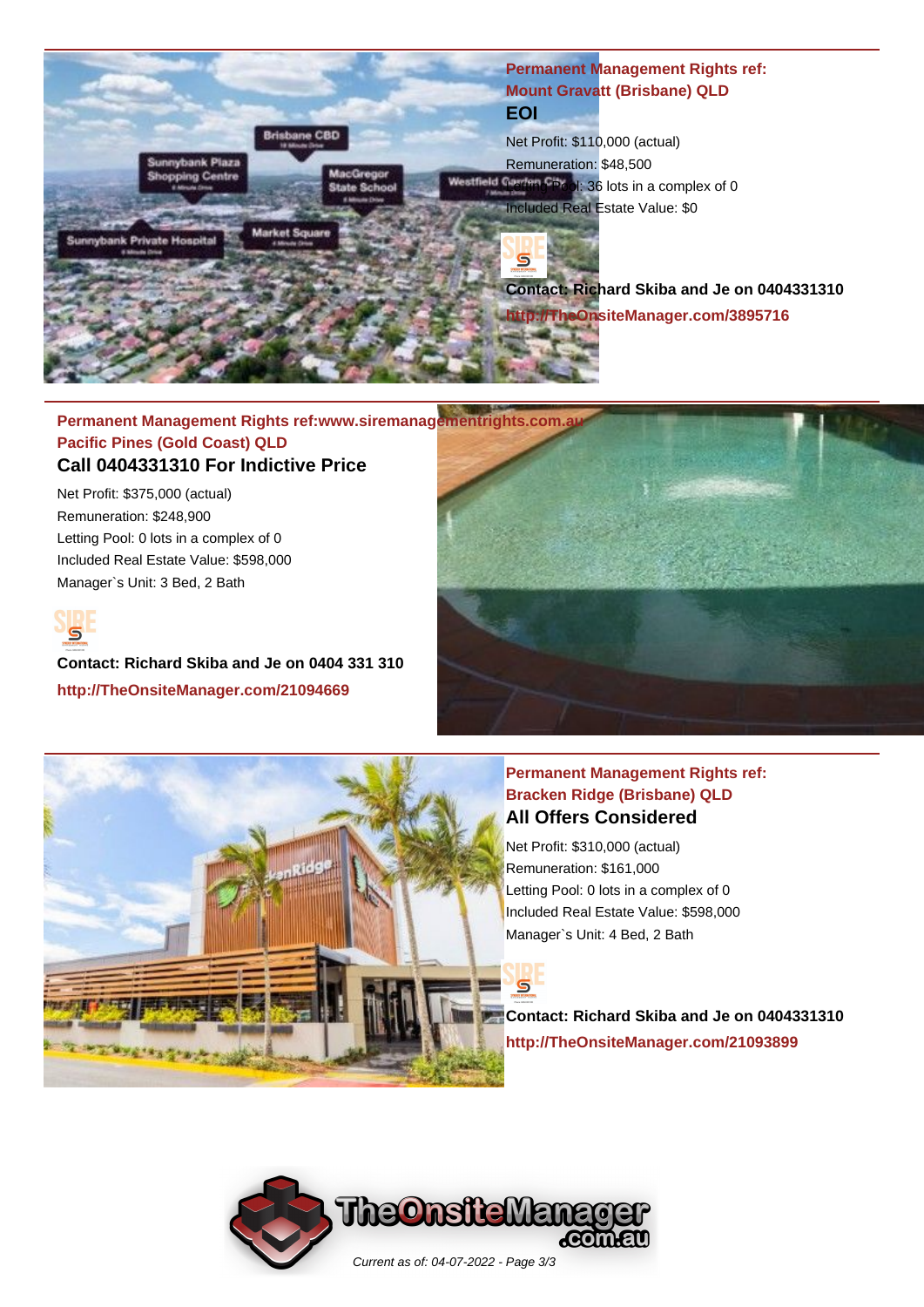**Permanent Management Rights ref:**
**Mount Gravatt (Brisbane) QLD**
### EOI

Net Profit: $110,000 (actual)
Remuneration: $48,500
Letting Pool: 36 lots in a complex of 0
Included Real Estate Value: $0

**Contact: Richard Skiba and Je on 0404331310**
**http://TheOnsiteManager.com/3895716**

---

**Permanent Management Rights ref:www.sitemanagementrights.com.au**
**Pacific Pines (Gold Coast) QLD**
### Call 0404331310 For Indictive Price

Net Profit: $375,000 (actual)
Remuneration: $248,900
Letting Pool: 0 lots in a complex of 0
Included Real Estate Value: $598,000
Manager`s Unit: 3 Bed, 2 Bath

**Contact: Richard Skiba and Je on 0404 331 310**
**http://TheOnsiteManager.com/21094669**

---

**Permanent Management Rights ref:**
**Bracken Ridge (Brisbane) QLD**
### All Offers Considered

Net Profit: $310,000 (actual)
Remuneration: $161,000
Letting Pool: 0 lots in a complex of 0
Included Real Estate Value: $598,000
Manager`s Unit: 4 Bed, 2 Bath

**Contact: Richard Skiba and Je on 0404331310**
**http://TheOnsiteManager.com/21093899**

Current as of: 04-07-2022